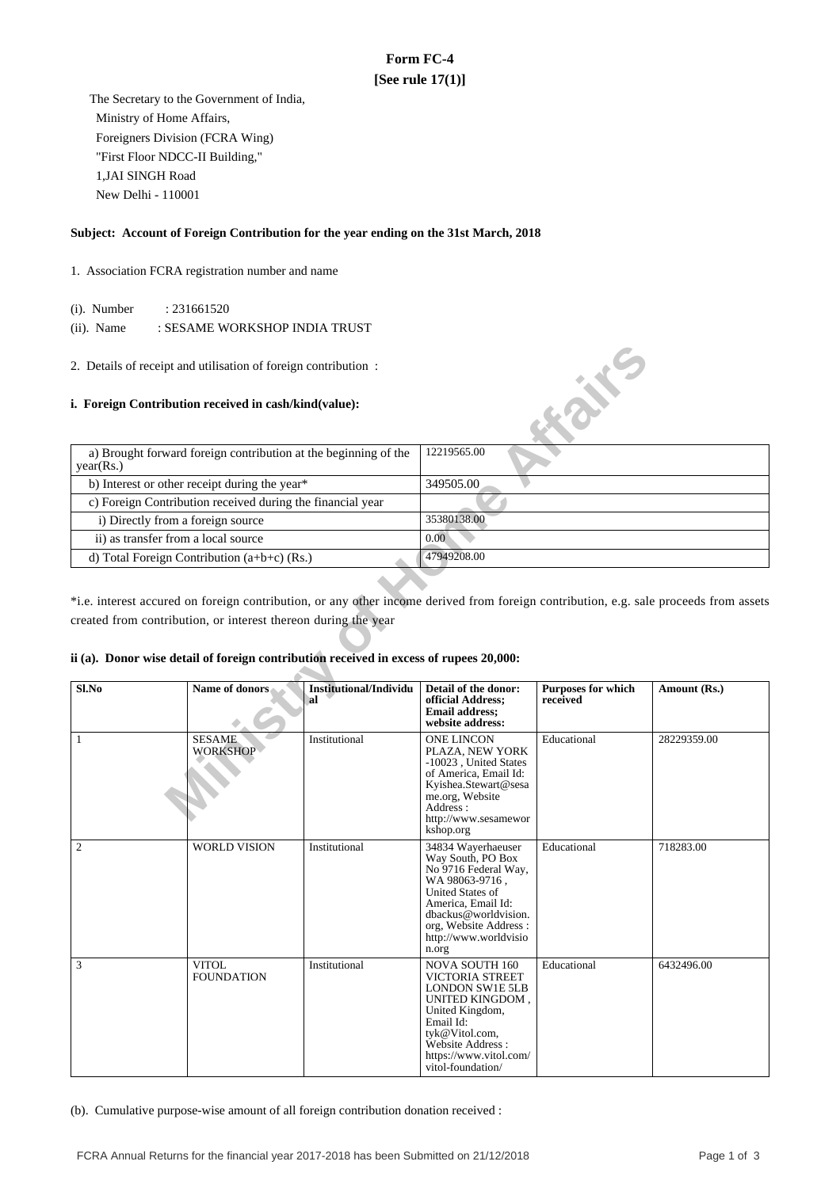# Form FC-4
## [See rule 17(1)]

The Secretary to the Government of India,
Ministry of Home Affairs,
Foreigners Division (FCRA Wing)
"First Floor NDCC-II Building,"
1,JAI SINGH Road
New Delhi - 110001

**Subject: Account of Foreign Contribution for the year ending on the 31st March, 2018**

1. Association FCRA registration number and name

(i). Number : 231661520
(ii). Name : SESAME WORKSHOP INDIA TRUST

2. Details of receipt and utilisation of foreign contribution :

**i. Foreign Contribution received in cash/kind(value):**

| | |
|---|---|
| a) Brought forward foreign contribution at the beginning of the year(Rs.) | 12219565.00 |
| b) Interest or other receipt during the year* | 349505.00 |
| c) Foreign Contribution received during the financial year | |
| i) Directly from a foreign source | 35380138.00 |
| ii) as transfer from a local source | 0.00 |
| d) Total Foreign Contribution (a+b+c) (Rs.) | 47949208.00 |

*i.e. interest accured on foreign contribution, or any other income derived from foreign contribution, e.g. sale proceeds from assets created from contribution, or interest thereon during the year

**ii (a). Donor wise detail of foreign contribution received in excess of rupees 20,000:**

| Sl.No | Name of donors | Institutional/Individual | Detail of the donor: official Address; Email address; website address: | Purposes for which received | Amount (Rs.) |
|---|---|---|---|---|---|
| 1 | SESAME WORKSHOP | Institutional | ONE LINCON PLAZA, NEW YORK -10023 , United States of America, Email Id: Kyishea.Stewart@sesame.org, Website Address : http://www.sesameworkshop.org | Educational | 28229359.00 |
| 2 | WORLD VISION | Institutional | 34834 Wayerhaeuser Way South, PO Box No 9716 Federal Way, WA 98063-9716 , United States of America, Email Id: dbackus@worldvision.org, Website Address : http://www.worldvision.org | Educational | 718283.00 |
| 3 | VITOL FOUNDATION | Institutional | NOVA SOUTH 160 VICTORIA STREET LONDON SW1E 5LB UNITED KINGDOM , United Kingdom, Email Id: tyk@Vitol.com, Website Address : https://www.vitol.com/vitol-foundation/ | Educational | 6432496.00 |

(b). Cumulative purpose-wise amount of all foreign contribution donation received :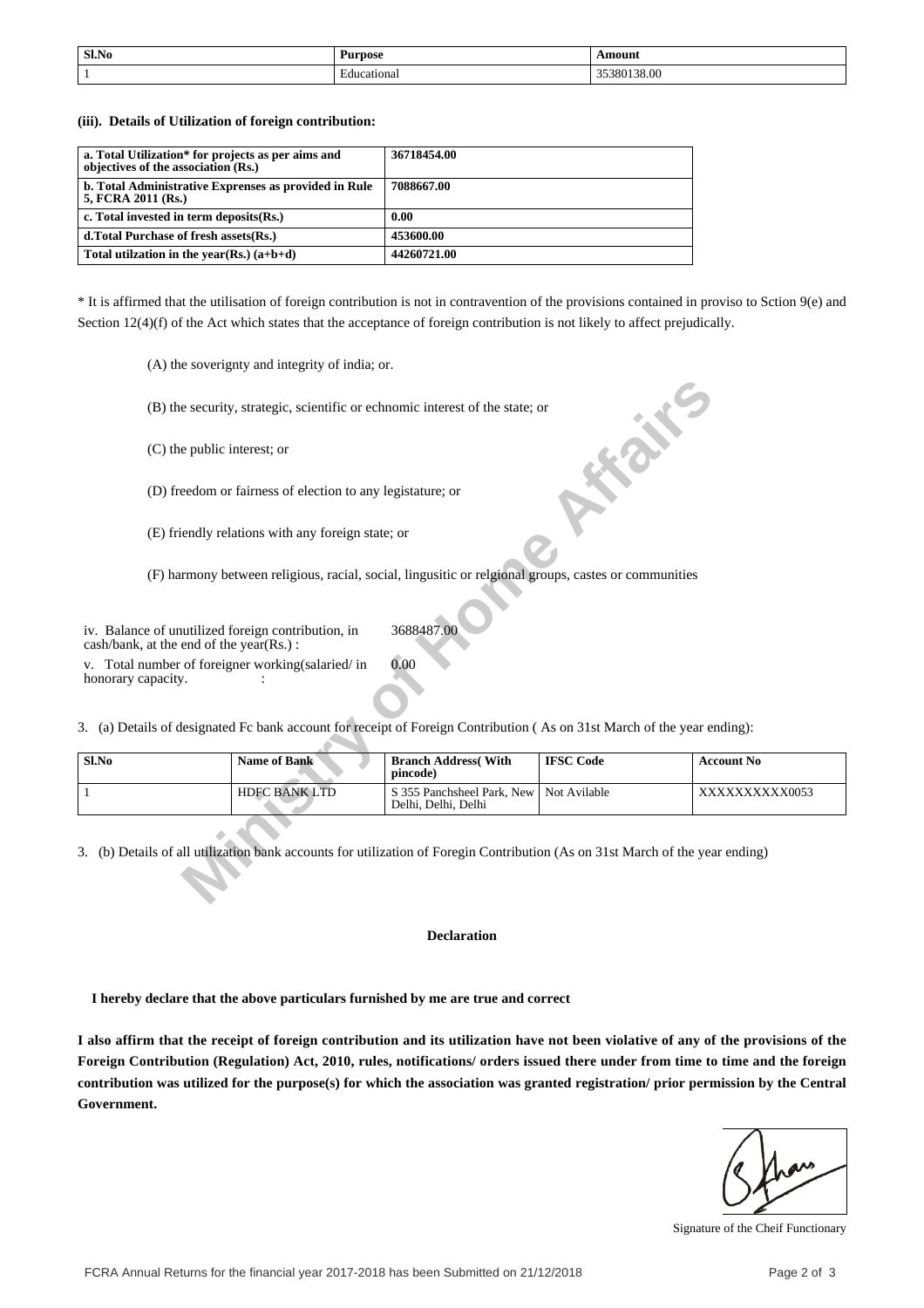| Sl.No | Purpose | Amount |
|---|---|---|
| 1 | Educational | 35380138.00 |

**(iii). Details of Utilization of foreign contribution:**

| | |
|---|---|
| **a. Total Utilization* for projects as per aims and objectives of the association (Rs.)** | **36718454.00** |
| **b. Total Administrative Exprenses as provided in Rule 5, FCRA 2011 (Rs.)** | **7088667.00** |
| **c. Total invested in term deposits(Rs.)** | **0.00** |
| **d.Total Purchase of fresh assets(Rs.)** | **453600.00** |
| **Total utilzation in the year(Rs.) (a+b+d)** | **44260721.00** |

* It is affirmed that the utilisation of foreign contribution is not in contravention of the provisions contained in proviso to Sction 9(e) and Section 12(4)(f) of the Act which states that the acceptance of foreign contribution is not likely to affect prejudically.

(A) the soverignty and integrity of india; or.

(B) the security, strategic, scientific or echnomic interest of the state; or

(C) the public interest; or

(D) freedom or fairness of election to any legistature; or

(E) friendly relations with any foreign state; or

(F) harmony between religious, racial, social, lingusitic or relgional groups, castes or communities

iv. Balance of unutilized foreign contribution, in cash/bank, at the end of the year(Rs.) : 3688487.00

v. Total number of foreigner working(salaried/ in honorary capacity. : 0.00

3. (a) Details of designated Fc bank account for receipt of Foreign Contribution ( As on 31st March of the year ending):

| Sl.No | Name of Bank | Branch Address( With pincode) | IFSC Code | Account No |
|---|---|---|---|---|
| 1 | HDFC BANK LTD | S 355 Panchsheel Park, New Delhi, Delhi, Delhi | Not Avilable | XXXXXXXXXX0053 |

3. (b) Details of all utilization bank accounts for utilization of Foregin Contribution (As on 31st March of the year ending)

**Declaration**

**I hereby declare that the above particulars furnished by me are true and correct**

**I also affirm that the receipt of foreign contribution and its utilization have not been violative of any of the provisions of the Foreign Contribution (Regulation) Act, 2010, rules, notifications/ orders issued there under from time to time and the foreign contribution was utilized for the purpose(s) for which the association was granted registration/ prior permission by the Central Government.**

Signature of the Cheif Functionary

FCRA Annual Returns for the financial year 2017-2018 has been Submitted on 21/12/2018